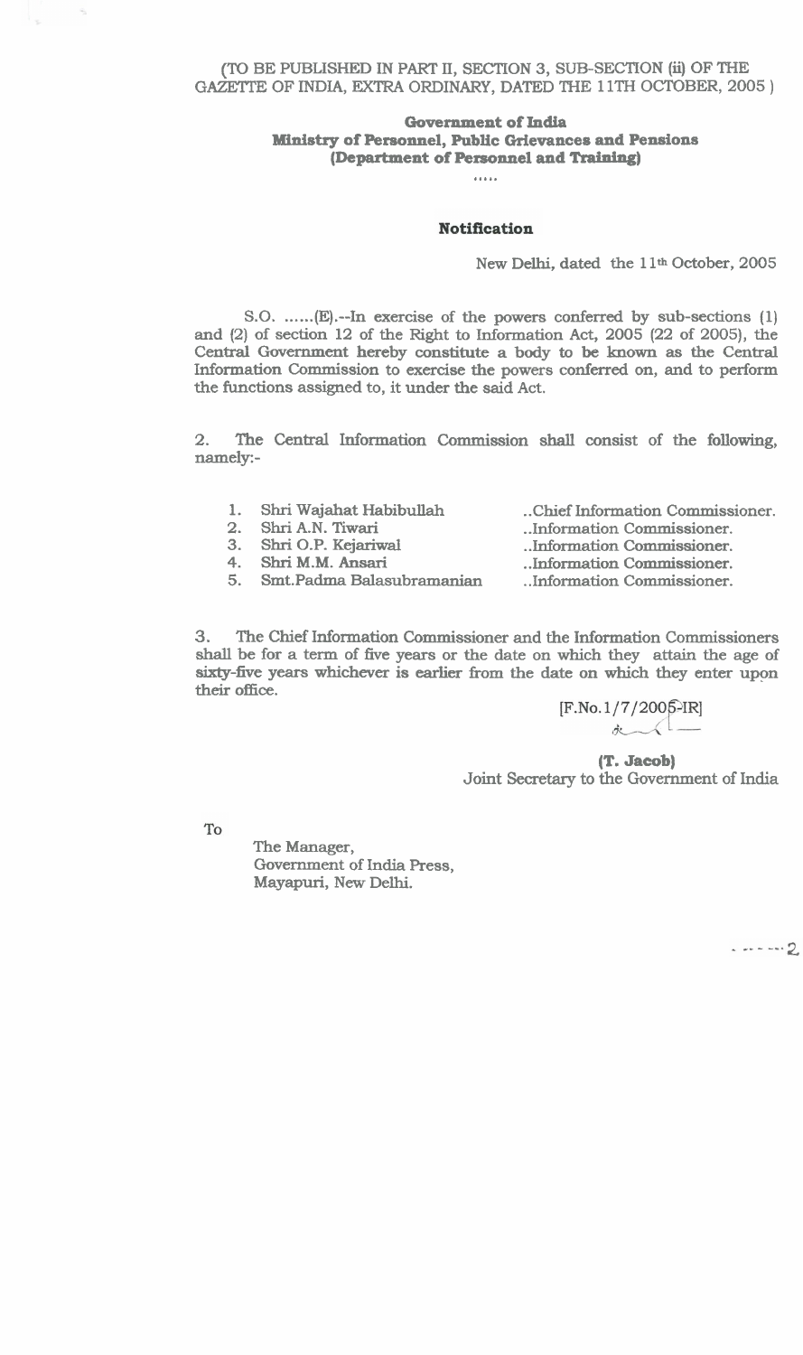(TO BE PUBLISHED IN PART II, SECTION 3, SUB-SECTION (ii) OF THE GAZETTE OF INDIA, EXTRA ORDINARY, DATED THE 11TH OCTOBER, 2005 )

**Government of India**
**Ministry of Personnel, Public Grievances and Pensions**
**(Department of Personnel and Training)**

.....

**Notification**

New Delhi, dated the 11th October, 2005

S.O. ......(E).--In exercise of the powers conferred by sub-sections (1) and (2) of section 12 of the Right to Information Act, 2005 (22 of 2005), the Central Government hereby constitute a body to be known as the Central Information Commission to exercise the powers conferred on, and to perform the functions assigned to, it under the said Act.

2. The Central Information Commission shall consist of the following, namely:-

1. Shri Wajahat Habibullah ..Chief Information Commissioner.
2. Shri A.N. Tiwari ..Information Commissioner.
3. Shri O.P. Kejariwal ..Information Commissioner.
4. Shri M.M. Ansari ..Information Commissioner.
5. Smt.Padma Balasubramanian ..Information Commissioner.

3. The Chief Information Commissioner and the Information Commissioners shall be for a term of five years or the date on which they attain the age of sixty-five years whichever is earlier from the date on which they enter upon their office.

[F.No.1/7/2005-IR]

**(T. Jacob)**
Joint Secretary to the Government of India

To

The Manager,
Government of India Press,
Mayapuri, New Delhi.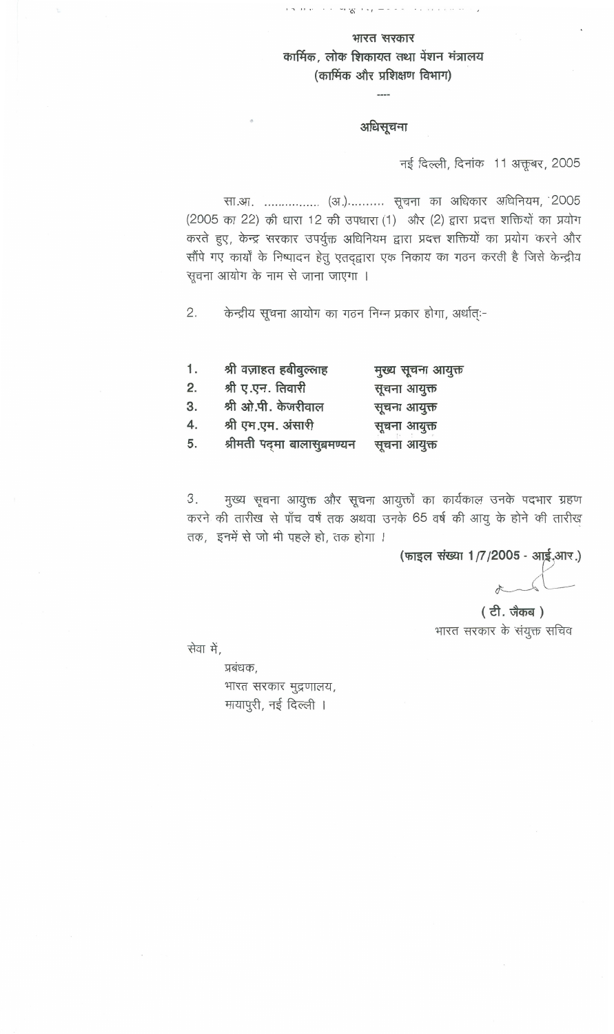**भारत सरकार**
**कार्मिक, लोक शिकायत तथा पेंशन मंत्रालय**
**(कार्मिक और प्रशिक्षण विभाग)**

----

**अधिसूचना**

नई दिल्ली, दिनांक 11 अक्तूबर, 2005

सा.आ. ................ (अ.)......... सूचना का अधिकार अधिनियम, 2005 (2005 का 22) की धारा 12 की उपधारा (1) और (2) द्वारा प्रदत्त शक्तियों का प्रयोग करते हुए, केन्द्र सरकार उपर्युक्त अधिनियम द्वारा प्रदत्त शक्तियों का प्रयोग करने और सौंपे गए कार्यों के निष्पादन हेतु एतद्द्वारा एक निकाय का गठन करती है जिसे केन्द्रीय सूचना आयोग के नाम से जाना जाएगा ।

2. केन्द्रीय सूचना आयोग का गठन निम्न प्रकार होगा, अर्थात्:-

| | | |
|---|---|---|
| **1.** | **श्री वज़ाहत हबीबुल्लाह** | **मुख्य सूचना आयुक्त** |
| **2.** | **श्री ए.एन. तिवारी** | **सूचना आयुक्त** |
| **3.** | **श्री ओ.पी. केजरीवाल** | **सूचना आयुक्त** |
| **4.** | **श्री एम.एम. अंसारी** | **सूचना आयुक्त** |
| **5.** | **श्रीमती पद्मा बालासुब्रमण्यन** | **सूचना आयुक्त** |

3. मुख्य सूचना आयुक्त और सूचना आयुक्तों का कार्यकाल उनके पदभार ग्रहण करने की तारीख से पाँच वर्ष तक अथवा उनके 65 वर्ष की आयु के होने की तारीख तक, इनमें से जो भी पहले हो, तक होगा ।

**(फाइल संख्या 1/7/2005 - आई.आर.)**

**( टी. जैकब )**
भारत सरकार के संयुक्त सचिव

सेवा में,
प्रबंधक,
भारत सरकार मुद्रणालय,
मायापुरी, नई दिल्ली ।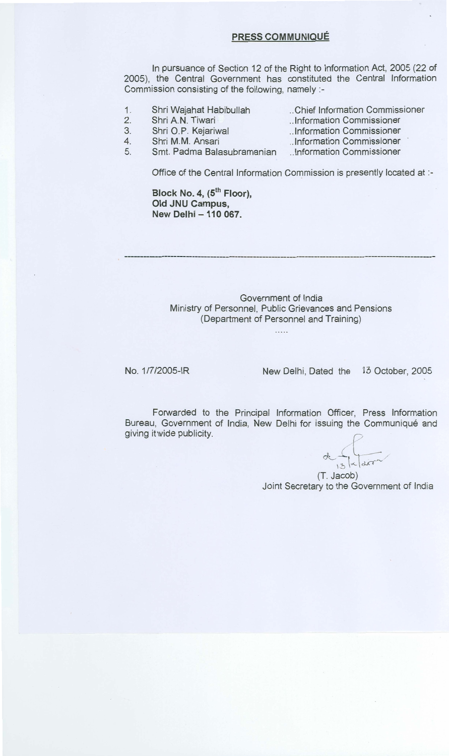## PRESS COMMUNIQUÉ

In pursuance of Section 12 of the Right to Information Act, 2005 (22 of 2005), the Central Government has constituted the Central Information Commission consisting of the following, namely :-

| | | |
|---|---|---|
| 1. | Shri Wajahat Habibullah | ..Chief Information Commissioner |
| 2. | Shri A.N. Tiwari | ..Information Commissioner |
| 3. | Shri O.P. Kejariwal | ..Information Commissioner |
| 4. | Shri M.M. Ansari | ..Information Commissioner |
| 5. | Smt. Padma Balasubramanian | ..Information Commissioner |

Office of the Central Information Commission is presently located at :-

**Block No. 4, ($5^{th}$ Floor),**
**Old JNU Campus,**
**New Delhi – 110 067.**

---

Government of India
Ministry of Personnel, Public Grievances and Pensions
(Department of Personnel and Training)

.....

No. 1/7/2005-IR New Delhi, Dated the 13 October, 2005

Forwarded to the Principal Information Officer, Press Information Bureau, Government of India, New Delhi for issuing the Communiqué and giving it wide publicity.

13/10/05

(T. Jacob)
Joint Secretary to the Government of India